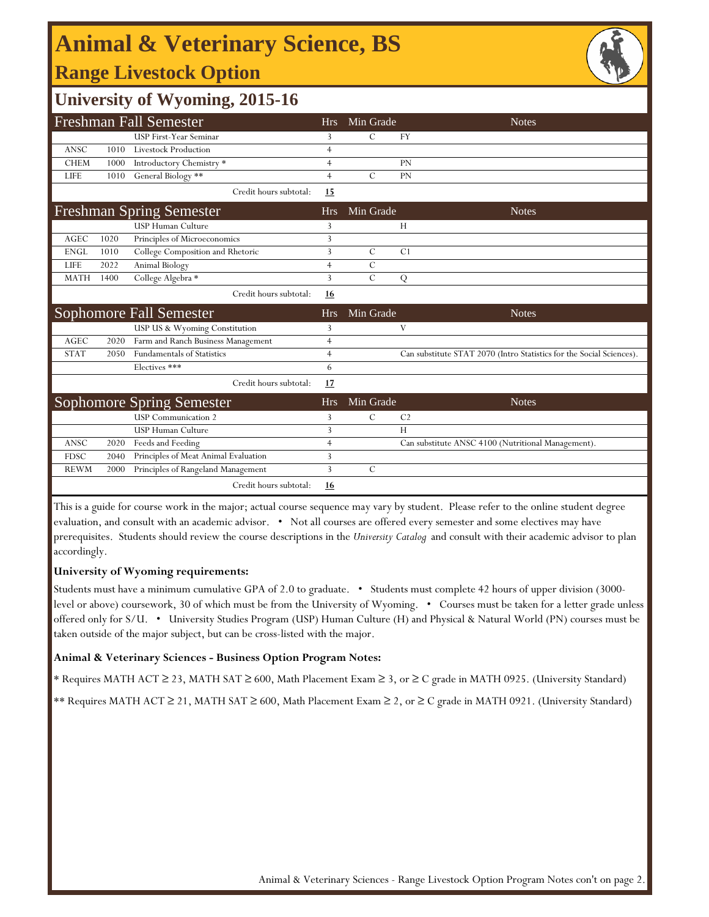# Animal & Veterinary Science, BS

## Range Livestock Option

## University of Wyoming, 2015-16

| Freshman Fall Semester | | | Hrs | Min Grade | Notes |
|---|---|---|---|---|---|
| | | USP First-Year Seminar | 3 | C | FY |
| ANSC | 1010 | Livestock Production | 4 | | |
| CHEM | 1000 | Introductory Chemistry * | 4 | | PN |
| LIFE | 1010 | General Biology ** | 4 | C | PN |
| | | Credit hours subtotal: | **15** | | |

| Freshman Spring Semester | | | Hrs | Min Grade | Notes |
|---|---|---|---|---|---|
| | | USP Human Culture | 3 | | H |
| AGEC | 1020 | Principles of Microeconomics | 3 | | |
| ENGL | 1010 | College Composition and Rhetoric | 3 | C | C1 |
| LIFE | 2022 | Animal Biology | 4 | C | |
| MATH | 1400 | College Algebra * | 3 | C | Q |
| | | Credit hours subtotal: | **16** | | |

| Sophomore Fall Semester | | | Hrs | Min Grade | Notes |
|---|---|---|---|---|---|
| | | USP US & Wyoming Constitution | 3 | | V |
| AGEC | 2020 | Farm and Ranch Business Management | 4 | | |
| STAT | 2050 | Fundamentals of Statistics | 4 | | Can substitute STAT 2070 (Intro Statistics for the Social Sciences). |
| | | Electives *** | 6 | | |
| | | Credit hours subtotal: | **17** | | |

| Sophomore Spring Semester | | | Hrs | Min Grade | Notes |
|---|---|---|---|---|---|
| | | USP Communication 2 | 3 | C | C2 |
| | | USP Human Culture | 3 | | H |
| ANSC | 2020 | Feeds and Feeding | 4 | | Can substitute ANSC 4100 (Nutritional Management). |
| FDSC | 2040 | Principles of Meat Animal Evaluation | 3 | | |
| REWM | 2000 | Principles of Rangeland Management | 3 | C | |
| | | Credit hours subtotal: | **16** | | |

This is a guide for course work in the major; actual course sequence may vary by student. Please refer to the online student degree evaluation, and consult with an academic advisor. • Not all courses are offered every semester and some electives may have prerequisites. Students should review the course descriptions in the *University Catalog* and consult with their academic advisor to plan accordingly.

**University of Wyoming requirements:**

Students must have a minimum cumulative GPA of 2.0 to graduate. • Students must complete 42 hours of upper division (3000-level or above) coursework, 30 of which must be from the University of Wyoming. • Courses must be taken for a letter grade unless offered only for S/U. • University Studies Program (USP) Human Culture (H) and Physical & Natural World (PN) courses must be taken outside of the major subject, but can be cross-listed with the major.

**Animal & Veterinary Sciences - Business Option Program Notes:**

* Requires MATH ACT ≥ 23, MATH SAT ≥ 600, Math Placement Exam ≥ 3, or ≥ C grade in MATH 0925. (University Standard)

** Requires MATH ACT ≥ 21, MATH SAT ≥ 600, Math Placement Exam ≥ 2, or ≥ C grade in MATH 0921. (University Standard)

Animal & Veterinary Sciences - Range Livestock Option Program Notes con't on page 2.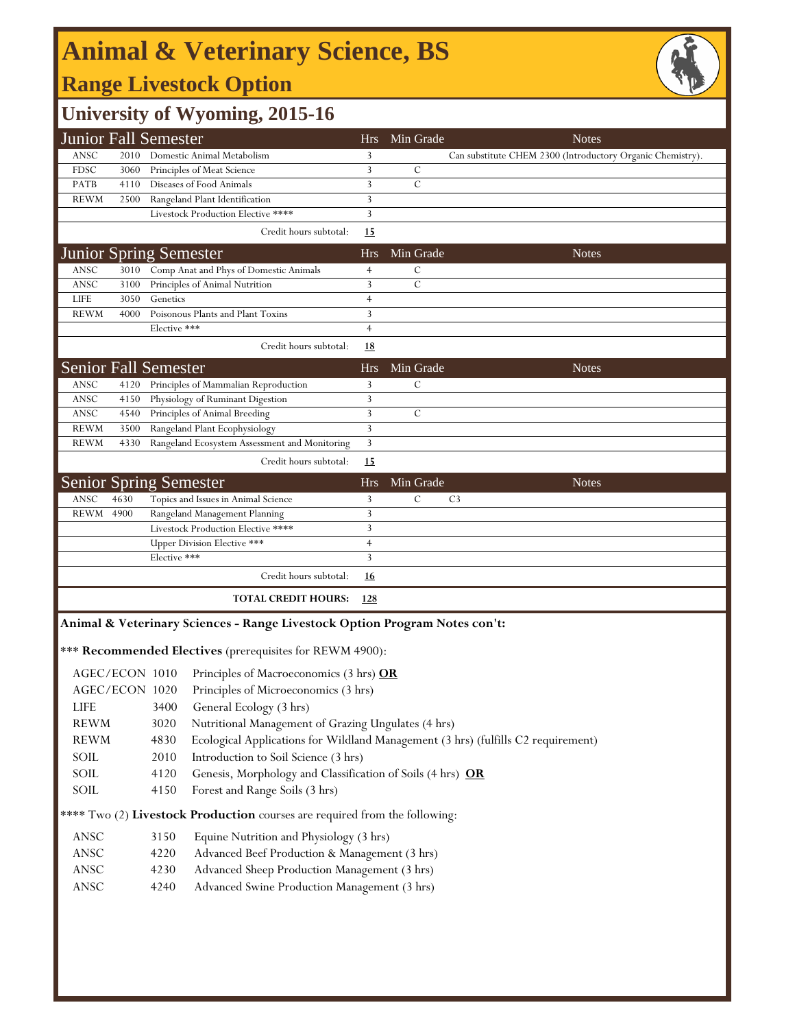# Animal & Veterinary Science, BS

## Range Livestock Option

## University of Wyoming, 2015-16

| Junior Fall Semester | | | Hrs | Min Grade | Notes |
|---|---|---|---|---|---|
| ANSC | 2010 | Domestic Animal Metabolism | 3 | | Can substitute CHEM 2300 (Introductory Organic Chemistry). |
| FDSC | 3060 | Principles of Meat Science | 3 | C | |
| PATB | 4110 | Diseases of Food Animals | 3 | C | |
| REWM | 2500 | Rangeland Plant Identification | 3 | | |
| | | Livestock Production Elective **** | 3 | | |
| | | Credit hours subtotal: | **15** | | |

| Junior Spring Semester | | | Hrs | Min Grade | Notes |
|---|---|---|---|---|---|
| ANSC | 3010 | Comp Anat and Phys of Domestic Animals | 4 | C | |
| ANSC | 3100 | Principles of Animal Nutrition | 3 | C | |
| LIFE | 3050 | Genetics | 4 | | |
| REWM | 4000 | Poisonous Plants and Plant Toxins | 3 | | |
| | | Elective *** | 4 | | |
| | | Credit hours subtotal: | **18** | | |

| Senior Fall Semester | | | Hrs | Min Grade | Notes |
|---|---|---|---|---|---|
| ANSC | 4120 | Principles of Mammalian Reproduction | 3 | C | |
| ANSC | 4150 | Physiology of Ruminant Digestion | 3 | | |
| ANSC | 4540 | Principles of Animal Breeding | 3 | C | |
| REWM | 3500 | Rangeland Plant Ecophysiology | 3 | | |
| REWM | 4330 | Rangeland Ecosystem Assessment and Monitoring | 3 | | |
| | | Credit hours subtotal: | **15** | | |

| Senior Spring Semester | | | Hrs | Min Grade | Notes |
|---|---|---|---|---|---|
| ANSC | 4630 | Topics and Issues in Animal Science | 3 | C | C3 |
| REWM | 4900 | Rangeland Management Planning | 3 | | |
| | | Livestock Production Elective **** | 3 | | |
| | | Upper Division Elective *** | 4 | | |
| | | Elective *** | 3 | | |
| | | Credit hours subtotal: | **16** | | |
| | | **TOTAL CREDIT HOURS:** | **128** | | |

**Animal & Veterinary Sciences - Range Livestock Option Program Notes con't:**

*** **Recommended Electives** (prerequisites for REWM 4900):

| | | |
|---|---|---|
| AGEC/ECON | 1010 | Principles of Macroeconomics (3 hrs) **OR** |
| AGEC/ECON | 1020 | Principles of Microeconomics (3 hrs) |
| LIFE | 3400 | General Ecology (3 hrs) |
| REWM | 3020 | Nutritional Management of Grazing Ungulates (4 hrs) |
| REWM | 4830 | Ecological Applications for Wildland Management (3 hrs) (fulfills C2 requirement) |
| SOIL | 2010 | Introduction to Soil Science (3 hrs) |
| SOIL | 4120 | Genesis, Morphology and Classification of Soils (4 hrs) **OR** |
| SOIL | 4150 | Forest and Range Soils (3 hrs) |

**** Two (2) **Livestock Production** courses are required from the following:

| | | |
|---|---|---|
| ANSC | 3150 | Equine Nutrition and Physiology (3 hrs) |
| ANSC | 4220 | Advanced Beef Production & Management (3 hrs) |
| ANSC | 4230 | Advanced Sheep Production Management (3 hrs) |
| ANSC | 4240 | Advanced Swine Production Management (3 hrs) |